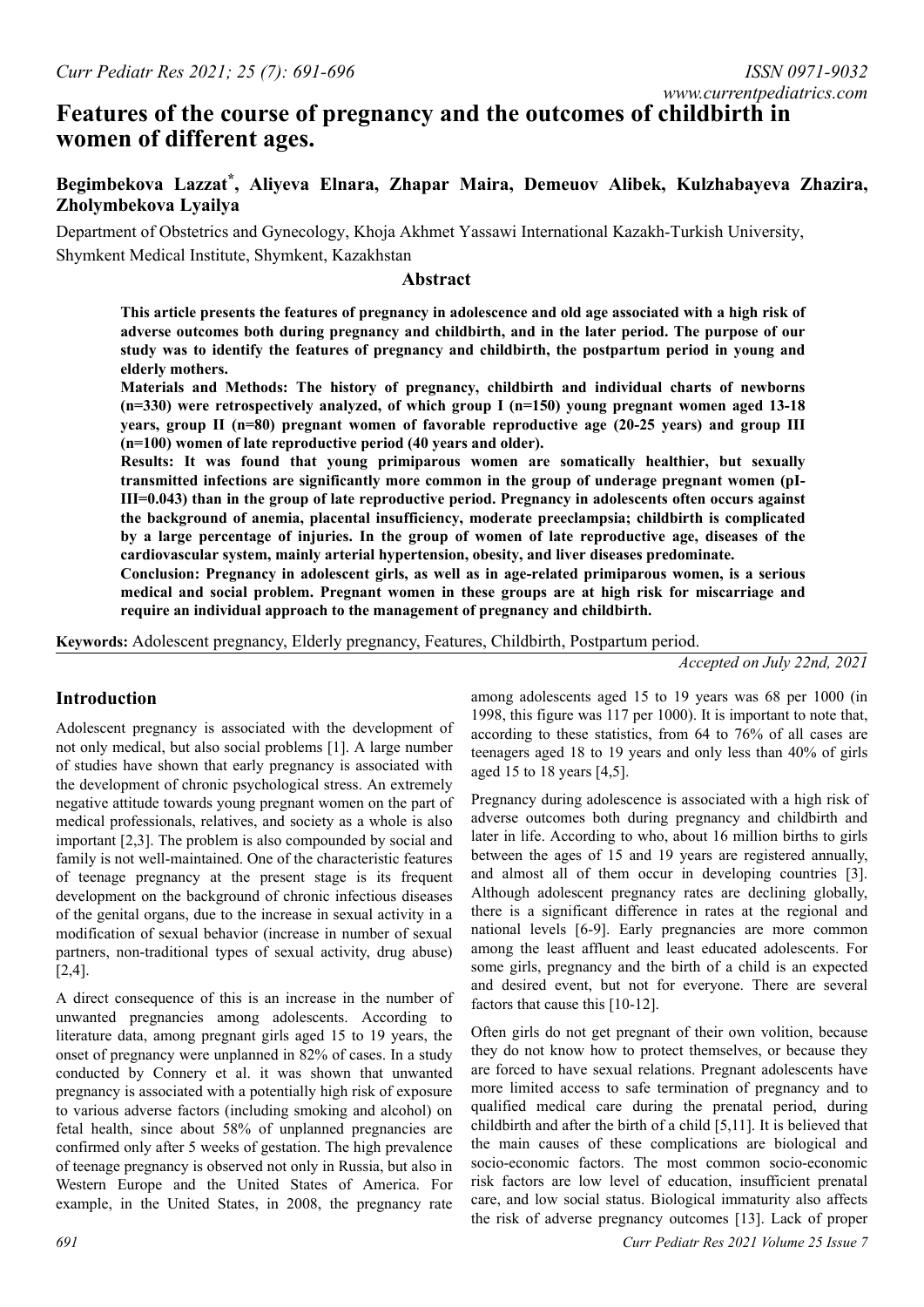# Features of the course of pregnancy and the outcomes of childbirth in women of different ages.

**Begimbekova Lazzat*, Aliyeva Elnara, Zhapar Maira, Demeuov Alibek, Kulzhabayeva Zhazira, Zholymbekova Lyailya**

Department of Obstetrics and Gynecology, Khoja Akhmet Yassawi International Kazakh-Turkish University, Shymkent Medical Institute, Shymkent, Kazakhstan

## Abstract

**This article presents the features of pregnancy in adolescence and old age associated with a high risk of adverse outcomes both during pregnancy and childbirth, and in the later period. The purpose of our study was to identify the features of pregnancy and childbirth, the postpartum period in young and elderly mothers.**

**Materials and Methods: The history of pregnancy, childbirth and individual charts of newborns (n=330) were retrospectively analyzed, of which group I (n=150) young pregnant women aged 13-18 years, group II (n=80) pregnant women of favorable reproductive age (20-25 years) and group III (n=100) women of late reproductive period (40 years and older).**

**Results: It was found that young primiparous women are somatically healthier, but sexually transmitted infections are significantly more common in the group of underage pregnant women (pI-III=0.043) than in the group of late reproductive period. Pregnancy in adolescents often occurs against the background of anemia, placental insufficiency, moderate preeclampsia; childbirth is complicated by a large percentage of injuries. In the group of women of late reproductive age, diseases of the cardiovascular system, mainly arterial hypertension, obesity, and liver diseases predominate.**

**Conclusion: Pregnancy in adolescent girls, as well as in age-related primiparous women, is a serious medical and social problem. Pregnant women in these groups are at high risk for miscarriage and require an individual approach to the management of pregnancy and childbirth.**

**Keywords:** Adolescent pregnancy, Elderly pregnancy, Features, Childbirth, Postpartum period.

*Accepted on July 22nd, 2021*

## Introduction

Adolescent pregnancy is associated with the development of not only medical, but also social problems [1]. A large number of studies have shown that early pregnancy is associated with the development of chronic psychological stress. An extremely negative attitude towards young pregnant women on the part of medical professionals, relatives, and society as a whole is also important [2,3]. The problem is also compounded by social and family is not well-maintained. One of the characteristic features of teenage pregnancy at the present stage is its frequent development on the background of chronic infectious diseases of the genital organs, due to the increase in sexual activity in a modification of sexual behavior (increase in number of sexual partners, non-traditional types of sexual activity, drug abuse) [2,4].

A direct consequence of this is an increase in the number of unwanted pregnancies among adolescents. According to literature data, among pregnant girls aged 15 to 19 years, the onset of pregnancy were unplanned in 82% of cases. In a study conducted by Connery et al. it was shown that unwanted pregnancy is associated with a potentially high risk of exposure to various adverse factors (including smoking and alcohol) on fetal health, since about 58% of unplanned pregnancies are confirmed only after 5 weeks of gestation. The high prevalence of teenage pregnancy is observed not only in Russia, but also in Western Europe and the United States of America. For example, in the United States, in 2008, the pregnancy rate among adolescents aged 15 to 19 years was 68 per 1000 (in 1998, this figure was 117 per 1000). It is important to note that, according to these statistics, from 64 to 76% of all cases are teenagers aged 18 to 19 years and only less than 40% of girls aged 15 to 18 years [4,5].

Pregnancy during adolescence is associated with a high risk of adverse outcomes both during pregnancy and childbirth and later in life. According to who, about 16 million births to girls between the ages of 15 and 19 years are registered annually, and almost all of them occur in developing countries [3]. Although adolescent pregnancy rates are declining globally, there is a significant difference in rates at the regional and national levels [6-9]. Early pregnancies are more common among the least affluent and least educated adolescents. For some girls, pregnancy and the birth of a child is an expected and desired event, but not for everyone. There are several factors that cause this [10-12].

Often girls do not get pregnant of their own volition, because they do not know how to protect themselves, or because they are forced to have sexual relations. Pregnant adolescents have more limited access to safe termination of pregnancy and to qualified medical care during the prenatal period, during childbirth and after the birth of a child [5,11]. It is believed that the main causes of these complications are biological and socio-economic factors. The most common socio-economic risk factors are low level of education, insufficient prenatal care, and low social status. Biological immaturity also affects the risk of adverse pregnancy outcomes [13]. Lack of proper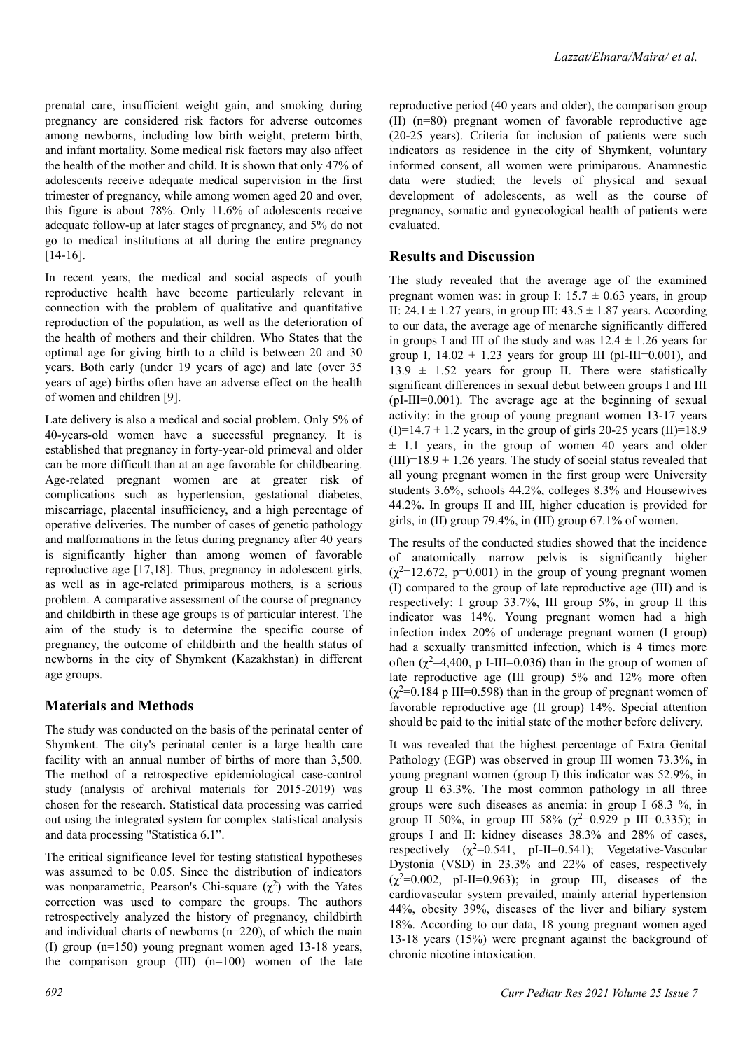prenatal care, insufficient weight gain, and smoking during pregnancy are considered risk factors for adverse outcomes among newborns, including low birth weight, preterm birth, and infant mortality. Some medical risk factors may also affect the health of the mother and child. It is shown that only 47% of adolescents receive adequate medical supervision in the first trimester of pregnancy, while among women aged 20 and over, this figure is about 78%. Only 11.6% of adolescents receive adequate follow-up at later stages of pregnancy, and 5% do not go to medical institutions at all during the entire pregnancy [14-16].

In recent years, the medical and social aspects of youth reproductive health have become particularly relevant in connection with the problem of qualitative and quantitative reproduction of the population, as well as the deterioration of the health of mothers and their children. Who States that the optimal age for giving birth to a child is between 20 and 30 years. Both early (under 19 years of age) and late (over 35 years of age) births often have an adverse effect on the health of women and children [9].

Late delivery is also a medical and social problem. Only 5% of 40-years-old women have a successful pregnancy. It is established that pregnancy in forty-year-old primeval and older can be more difficult than at an age favorable for childbearing. Age-related pregnant women are at greater risk of complications such as hypertension, gestational diabetes, miscarriage, placental insufficiency, and a high percentage of operative deliveries. The number of cases of genetic pathology and malformations in the fetus during pregnancy after 40 years is significantly higher than among women of favorable reproductive age [17,18]. Thus, pregnancy in adolescent girls, as well as in age-related primiparous mothers, is a serious problem. A comparative assessment of the course of pregnancy and childbirth in these age groups is of particular interest. The aim of the study is to determine the specific course of pregnancy, the outcome of childbirth and the health status of newborns in the city of Shymkent (Kazakhstan) in different age groups.

## Materials and Methods

The study was conducted on the basis of the perinatal center of Shymkent. The city's perinatal center is a large health care facility with an annual number of births of more than 3,500. The method of a retrospective epidemiological case-control study (analysis of archival materials for 2015-2019) was chosen for the research. Statistical data processing was carried out using the integrated system for complex statistical analysis and data processing "Statistica 6.1".

The critical significance level for testing statistical hypotheses was assumed to be 0.05. Since the distribution of indicators was nonparametric, Pearson's Chi-square ($\chi^2$) with the Yates correction was used to compare the groups. The authors retrospectively analyzed the history of pregnancy, childbirth and individual charts of newborns (n=220), of which the main (I) group (n=150) young pregnant women aged 13-18 years, the comparison group (III) (n=100) women of the late reproductive period (40 years and older), the comparison group (II) (n=80) pregnant women of favorable reproductive age (20-25 years). Criteria for inclusion of patients were such indicators as residence in the city of Shymkent, voluntary informed consent, all women were primiparous. Anamnestic data were studied; the levels of physical and sexual development of adolescents, as well as the course of pregnancy, somatic and gynecological health of patients were evaluated.

## Results and Discussion

The study revealed that the average age of the examined pregnant women was: in group I: 15.7 ± 0.63 years, in group II: 24.1 ± 1.27 years, in group III: 43.5 ± 1.87 years. According to our data, the average age of menarche significantly differed in groups I and III of the study and was 12.4 ± 1.26 years for group I, 14.02 ± 1.23 years for group III (pI-III=0.001), and 13.9 ± 1.52 years for group II. There were statistically significant differences in sexual debut between groups I and III (pI-III=0.001). The average age at the beginning of sexual activity: in the group of young pregnant women 13-17 years (I)=14.7 ± 1.2 years, in the group of girls 20-25 years (II)=18.9 ± 1.1 years, in the group of women 40 years and older (III)=18.9 ± 1.26 years. The study of social status revealed that all young pregnant women in the first group were University students 3.6%, schools 44.2%, colleges 8.3% and Housewives 44.2%. In groups II and III, higher education is provided for girls, in (II) group 79.4%, in (III) group 67.1% of women.

The results of the conducted studies showed that the incidence of anatomically narrow pelvis is significantly higher ($\chi^2$=12.672, p=0.001) in the group of young pregnant women (I) compared to the group of late reproductive age (III) and is respectively: I group 33.7%, III group 5%, in group II this indicator was 14%. Young pregnant women had a high infection index 20% of underage pregnant women (I group) had a sexually transmitted infection, which is 4 times more often ($\chi^2$=4,400, p I-III=0.036) than in the group of women of late reproductive age (III group) 5% and 12% more often ($\chi^2$=0.184 p III=0.598) than in the group of pregnant women of favorable reproductive age (II group) 14%. Special attention should be paid to the initial state of the mother before delivery.

It was revealed that the highest percentage of Extra Genital Pathology (EGP) was observed in group III women 73.3%, in young pregnant women (group I) this indicator was 52.9%, in group II 63.3%. The most common pathology in all three groups were such diseases as anemia: in group I 68.3 %, in group II 50%, in group III 58% ($\chi^2$=0.929 p III=0.335); in groups I and II: kidney diseases 38.3% and 28% of cases, respectively ($\chi^2$=0.541, pI-II=0.541); Vegetative-Vascular Dystonia (VSD) in 23.3% and 22% of cases, respectively ($\chi^2$=0.002, pI-II=0.963); in group III, diseases of the cardiovascular system prevailed, mainly arterial hypertension 44%, obesity 39%, diseases of the liver and biliary system 18%. According to our data, 18 young pregnant women aged 13-18 years (15%) were pregnant against the background of chronic nicotine intoxication.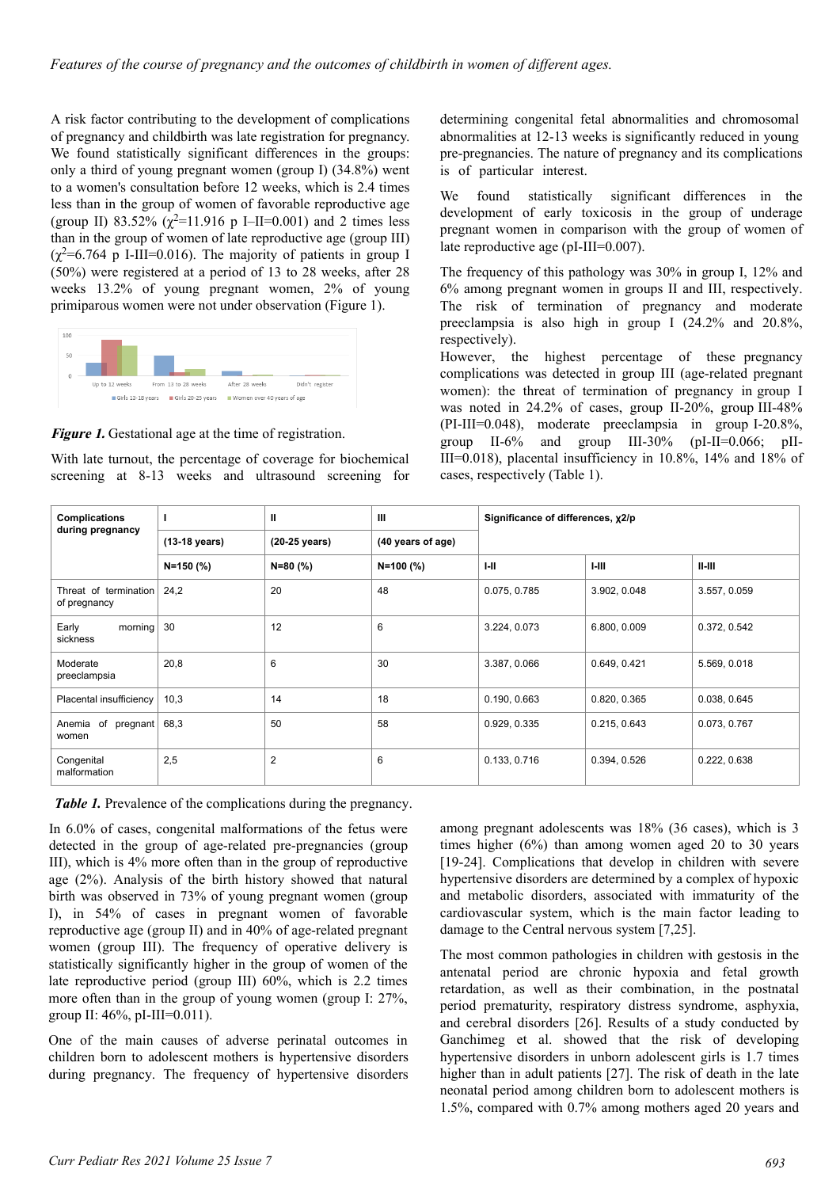A risk factor contributing to the development of complications of pregnancy and childbirth was late registration for pregnancy. We found statistically significant differences in the groups: only a third of young pregnant women (group I) (34.8%) went to a women's consultation before 12 weeks, which is 2.4 times less than in the group of women of favorable reproductive age (group II) 83.52% ($\chi^2$=11.916 p I–II=0.001) and 2 times less than in the group of women of late reproductive age (group III) ($\chi^2$=6.764 p I-III=0.016). The majority of patients in group I (50%) were registered at a period of 13 to 28 weeks, after 28 weeks 13.2% of young pregnant women, 2% of young primiparous women were not under observation (Figure 1).

***Figure 1.*** Gestational age at the time of registration.

With late turnout, the percentage of coverage for biochemical screening at 8-13 weeks and ultrasound screening for determining congenital fetal abnormalities and chromosomal abnormalities at 12-13 weeks is significantly reduced in young pre-pregnancies. The nature of pregnancy and its complications is of particular interest.

We found statistically significant differences in the development of early toxicosis in the group of underage pregnant women in comparison with the group of women of late reproductive age (pI-III=0.007).

The frequency of this pathology was 30% in group I, 12% and 6% among pregnant women in groups II and III, respectively. The risk of termination of pregnancy and moderate preeclampsia is also high in group I (24.2% and 20.8%, respectively).

However, the highest percentage of these pregnancy complications was detected in group III (age-related pregnant women): the threat of termination of pregnancy in group I was noted in 24.2% of cases, group II-20%, group III-48% (PI-III=0.048), moderate preeclampsia in group I-20.8%, group II-6% and group III-30% (pI-II=0.066; pII-III=0.018), placental insufficiency in 10.8%, 14% and 18% of cases, respectively (Table 1).

| Complications during pregnancy | I | II | III | Significance of differences, χ2/p | | |
|---|---|---|---|---|---|---|
| | (13-18 years) | (20-25 years) | (40 years of age) | | | |
| | N=150 (%) | N=80 (%) | N=100 (%) | I-II | I-III | II-III |
| Threat of termination of pregnancy | 24,2 | 20 | 48 | 0.075, 0.785 | 3.902, 0.048 | 3.557, 0.059 |
| Early morning sickness | 30 | 12 | 6 | 3.224, 0.073 | 6.800, 0.009 | 0.372, 0.542 |
| Moderate preeclampsia | 20,8 | 6 | 30 | 3.387, 0.066 | 0.649, 0.421 | 5.569, 0.018 |
| Placental insufficiency | 10,3 | 14 | 18 | 0.190, 0.663 | 0.820, 0.365 | 0.038, 0.645 |
| Anemia of pregnant women | 68,3 | 50 | 58 | 0.929, 0.335 | 0.215, 0.643 | 0.073, 0.767 |
| Congenital malformation | 2,5 | 2 | 6 | 0.133, 0.716 | 0.394, 0.526 | 0.222, 0.638 |

***Table 1.*** Prevalence of the complications during the pregnancy.

In 6.0% of cases, congenital malformations of the fetus were detected in the group of age-related pre-pregnancies (group III), which is 4% more often than in the group of reproductive age (2%). Analysis of the birth history showed that natural birth was observed in 73% of young pregnant women (group I), in 54% of cases in pregnant women of favorable reproductive age (group II) and in 40% of age-related pregnant women (group III). The frequency of operative delivery is statistically significantly higher in the group of women of the late reproductive period (group III) 60%, which is 2.2 times more often than in the group of young women (group I: 27%, group II: 46%, pI-III=0.011).

One of the main causes of adverse perinatal outcomes in children born to adolescent mothers is hypertensive disorders during pregnancy. The frequency of hypertensive disorders among pregnant adolescents was 18% (36 cases), which is 3 times higher (6%) than among women aged 20 to 30 years [19-24]. Complications that develop in children with severe hypertensive disorders are determined by a complex of hypoxic and metabolic disorders, associated with immaturity of the cardiovascular system, which is the main factor leading to damage to the Central nervous system [7,25].

The most common pathologies in children with gestosis in the antenatal period are chronic hypoxia and fetal growth retardation, as well as their combination, in the postnatal period prematurity, respiratory distress syndrome, asphyxia, and cerebral disorders [26]. Results of a study conducted by Ganchimeg et al. showed that the risk of developing hypertensive disorders in unborn adolescent girls is 1.7 times higher than in adult patients [27]. The risk of death in the late neonatal period among children born to adolescent mothers is 1.5%, compared with 0.7% among mothers aged 20 years and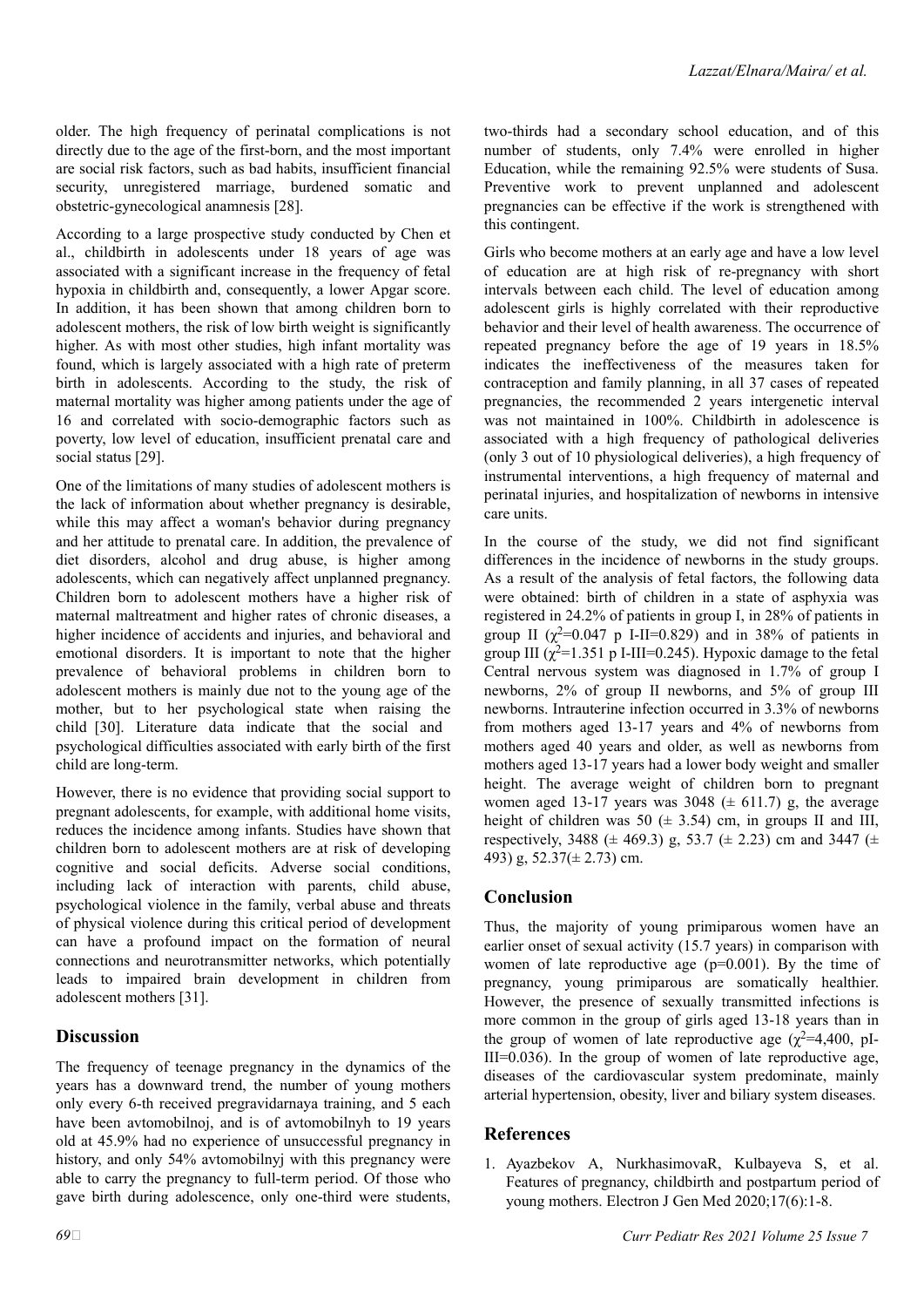older. The high frequency of perinatal complications is not directly due to the age of the first-born, and the most important are social risk factors, such as bad habits, insufficient financial security, unregistered marriage, burdened somatic and obstetric-gynecological anamnesis [28].

According to a large prospective study conducted by Chen et al., childbirth in adolescents under 18 years of age was associated with a significant increase in the frequency of fetal hypoxia in childbirth and, consequently, a lower Apgar score. In addition, it has been shown that among children born to adolescent mothers, the risk of low birth weight is significantly higher. As with most other studies, high infant mortality was found, which is largely associated with a high rate of preterm birth in adolescents. According to the study, the risk of maternal mortality was higher among patients under the age of 16 and correlated with socio-demographic factors such as poverty, low level of education, insufficient prenatal care and social status [29].

One of the limitations of many studies of adolescent mothers is the lack of information about whether pregnancy is desirable, while this may affect a woman's behavior during pregnancy and her attitude to prenatal care. In addition, the prevalence of diet disorders, alcohol and drug abuse, is higher among adolescents, which can negatively affect unplanned pregnancy. Children born to adolescent mothers have a higher risk of maternal maltreatment and higher rates of chronic diseases, a higher incidence of accidents and injuries, and behavioral and emotional disorders. It is important to note that the higher prevalence of behavioral problems in children born to adolescent mothers is mainly due not to the young age of the mother, but to her psychological state when raising the child [30]. Literature data indicate that the social and psychological difficulties associated with early birth of the first child are long-term.

However, there is no evidence that providing social support to pregnant adolescents, for example, with additional home visits, reduces the incidence among infants. Studies have shown that children born to adolescent mothers are at risk of developing cognitive and social deficits. Adverse social conditions, including lack of interaction with parents, child abuse, psychological violence in the family, verbal abuse and threats of physical violence during this critical period of development can have a profound impact on the formation of neural connections and neurotransmitter networks, which potentially leads to impaired brain development in children from adolescent mothers [31].

## Discussion

The frequency of teenage pregnancy in the dynamics of the years has a downward trend, the number of young mothers only every 6-th received pregravidarnaya training, and 5 each have been avtomobilnoj, and is of avtomobilnyh to 19 years old at 45.9% had no experience of unsuccessful pregnancy in history, and only 54% avtomobilnyj with this pregnancy were able to carry the pregnancy to full-term period. Of those who gave birth during adolescence, only one-third were students, two-thirds had a secondary school education, and of this number of students, only 7.4% were enrolled in higher Education, while the remaining 92.5% were students of Susa. Preventive work to prevent unplanned and adolescent pregnancies can be effective if the work is strengthened with this contingent.

Girls who become mothers at an early age and have a low level of education are at high risk of re-pregnancy with short intervals between each child. The level of education among adolescent girls is highly correlated with their reproductive behavior and their level of health awareness. The occurrence of repeated pregnancy before the age of 19 years in 18.5% indicates the ineffectiveness of the measures taken for contraception and family planning, in all 37 cases of repeated pregnancies, the recommended 2 years intergenetic interval was not maintained in 100%. Childbirth in adolescence is associated with a high frequency of pathological deliveries (only 3 out of 10 physiological deliveries), a high frequency of instrumental interventions, a high frequency of maternal and perinatal injuries, and hospitalization of newborns in intensive care units.

In the course of the study, we did not find significant differences in the incidence of newborns in the study groups. As a result of the analysis of fetal factors, the following data were obtained: birth of children in a state of asphyxia was registered in 24.2% of patients in group I, in 28% of patients in group II ($\chi^2$=0.047 p I-II=0.829) and in 38% of patients in group III ($\chi^2$=1.351 p I-III=0.245). Hypoxic damage to the fetal Central nervous system was diagnosed in 1.7% of group I newborns, 2% of group II newborns, and 5% of group III newborns. Intrauterine infection occurred in 3.3% of newborns from mothers aged 13-17 years and 4% of newborns from mothers aged 40 years and older, as well as newborns from mothers aged 13-17 years had a lower body weight and smaller height. The average weight of children born to pregnant women aged 13-17 years was 3048 (± 611.7) g, the average height of children was 50 (± 3.54) cm, in groups II and III, respectively, 3488 (± 469.3) g, 53.7 (± 2.23) cm and 3447 (± 493) g, 52.37(± 2.73) cm.

## Conclusion

Thus, the majority of young primiparous women have an earlier onset of sexual activity (15.7 years) in comparison with women of late reproductive age (p=0.001). By the time of pregnancy, young primiparous are somatically healthier. However, the presence of sexually transmitted infections is more common in the group of girls aged 13-18 years than in the group of women of late reproductive age ($\chi^2$=4,400, pI-III=0.036). In the group of women of late reproductive age, diseases of the cardiovascular system predominate, mainly arterial hypertension, obesity, liver and biliary system diseases.

## References

1. Ayazbekov A, NurkhasimovaR, Kulbayeva S, et al. Features of pregnancy, childbirth and postpartum period of young mothers. Electron J Gen Med 2020;17(6):1-8.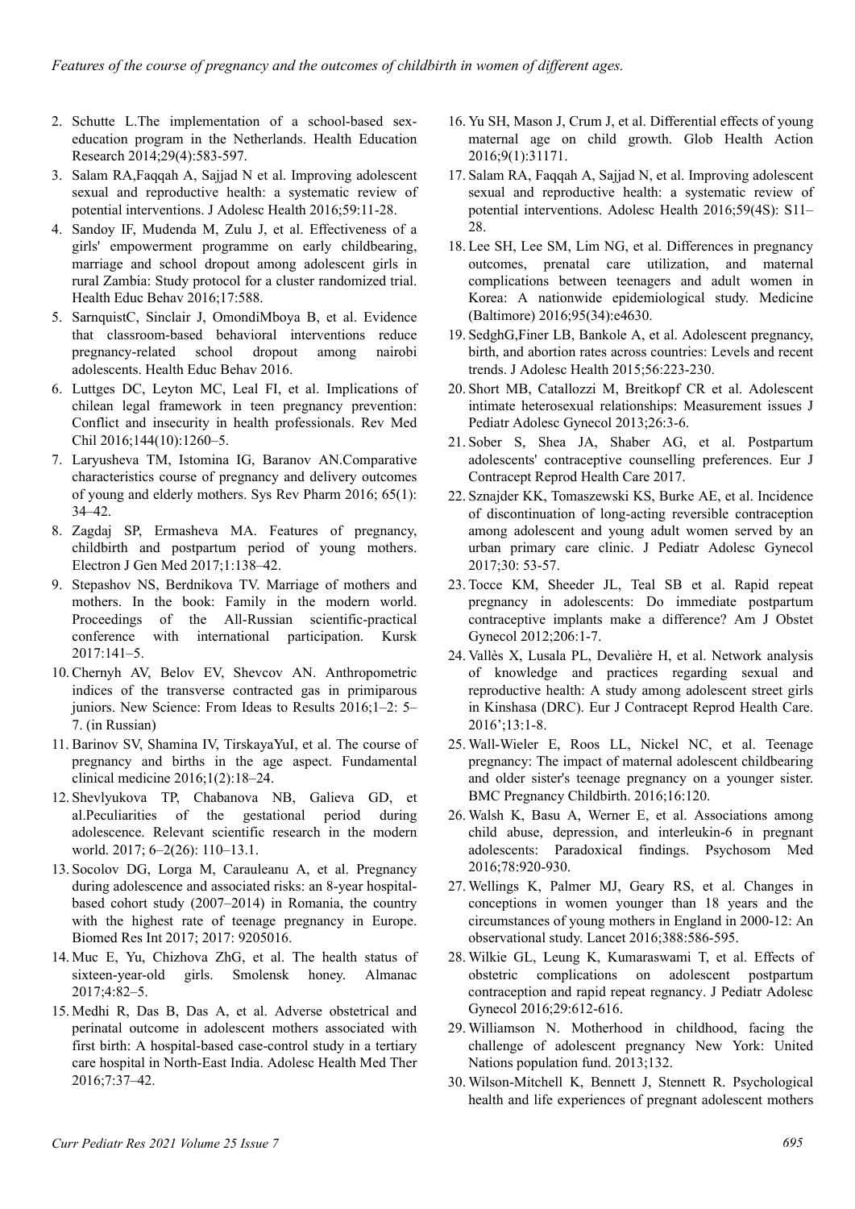2. Schutte L.The implementation of a school-based sex-education program in the Netherlands. Health Education Research 2014;29(4):583-597.
3. Salam RA,Faqqah A, Sajjad N et al. Improving adolescent sexual and reproductive health: a systematic review of potential interventions. J Adolesc Health 2016;59:11-28.
4. Sandoy IF, Mudenda M, Zulu J, et al. Effectiveness of a girls' empowerment programme on early childbearing, marriage and school dropout among adolescent girls in rural Zambia: Study protocol for a cluster randomized trial. Health Educ Behav 2016;17:588.
5. SarnquistC, Sinclair J, OmondiMboya B, et al. Evidence that classroom-based behavioral interventions reduce pregnancy-related school dropout among nairobi adolescents. Health Educ Behav 2016.
6. Luttges DC, Leyton MC, Leal FI, et al. Implications of chilean legal framework in teen pregnancy prevention: Conflict and insecurity in health professionals. Rev Med Chil 2016;144(10):1260–5.
7. Laryusheva TM, Istomina IG, Baranov AN.Comparative characteristics course of pregnancy and delivery outcomes of young and elderly mothers. Sys Rev Pharm 2016; 65(1): 34–42.
8. Zagdaj SP, Ermasheva MA. Features of pregnancy, childbirth and postpartum period of young mothers. Electron J Gen Med 2017;1:138–42.
9. Stepashov NS, Berdnikova TV. Marriage of mothers and mothers. In the book: Family in the modern world. Proceedings of the All-Russian scientific-practical conference with international participation. Kursk 2017:141–5.
10. Chernyh AV, Belov EV, Shevcov AN. Anthropometric indices of the transverse contracted gas in primiparous juniors. New Science: From Ideas to Results 2016;1–2: 5–7. (in Russian)
11. Barinov SV, Shamina IV, TirskayaYuI, et al. The course of pregnancy and births in the age aspect. Fundamental clinical medicine 2016;1(2):18–24.
12. Shevlyukova TP, Chabanova NB, Galieva GD, et al.Peculiarities of the gestational period during adolescence. Relevant scientific research in the modern world. 2017; 6–2(26): 110–13.1.
13. Socolov DG, Lorga M, Carauleanu A, et al. Pregnancy during adolescence and associated risks: an 8-year hospital-based cohort study (2007–2014) in Romania, the country with the highest rate of teenage pregnancy in Europe. Biomed Res Int 2017; 2017: 9205016.
14. Muc E, Yu, Chizhova ZhG, et al. The health status of sixteen-year-old girls. Smolensk honey. Almanac 2017;4:82–5.
15. Medhi R, Das B, Das A, et al. Adverse obstetrical and perinatal outcome in adolescent mothers associated with first birth: A hospital-based case-control study in a tertiary care hospital in North-East India. Adolesc Health Med Ther 2016;7:37–42.
16. Yu SH, Mason J, Crum J, et al. Differential effects of young maternal age on child growth. Glob Health Action 2016;9(1):31171.
17. Salam RA, Faqqah A, Sajjad N, et al. Improving adolescent sexual and reproductive health: a systematic review of potential interventions. Adolesc Health 2016;59(4S): S11–28.
18. Lee SH, Lee SM, Lim NG, et al. Differences in pregnancy outcomes, prenatal care utilization, and maternal complications between teenagers and adult women in Korea: A nationwide epidemiological study. Medicine (Baltimore) 2016;95(34):e4630.
19. SedghG,Finer LB, Bankole A, et al. Adolescent pregnancy, birth, and abortion rates across countries: Levels and recent trends. J Adolesc Health 2015;56:223-230.
20. Short MB, Catallozzi M, Breitkopf CR et al. Adolescent intimate heterosexual relationships: Measurement issues J Pediatr Adolesc Gynecol 2013;26:3-6.
21. Sober S, Shea JA, Shaber AG, et al. Postpartum adolescents' contraceptive counselling preferences. Eur J Contracept Reprod Health Care 2017.
22. Sznajder KK, Tomaszewski KS, Burke AE, et al. Incidence of discontinuation of long-acting reversible contraception among adolescent and young adult women served by an urban primary care clinic. J Pediatr Adolesc Gynecol 2017;30: 53-57.
23. Tocce KM, Sheeder JL, Teal SB et al. Rapid repeat pregnancy in adolescents: Do immediate postpartum contraceptive implants make a difference? Am J Obstet Gynecol 2012;206:1-7.
24. Vallès X, Lusala PL, Devalière H, et al. Network analysis of knowledge and practices regarding sexual and reproductive health: A study among adolescent street girls in Kinshasa (DRC). Eur J Contracept Reprod Health Care. 2016';13:1-8.
25. Wall-Wieler E, Roos LL, Nickel NC, et al. Teenage pregnancy: The impact of maternal adolescent childbearing and older sister's teenage pregnancy on a younger sister. BMC Pregnancy Childbirth. 2016;16:120.
26. Walsh K, Basu A, Werner E, et al. Associations among child abuse, depression, and interleukin-6 in pregnant adolescents: Paradoxical findings. Psychosom Med 2016;78:920-930.
27. Wellings K, Palmer MJ, Geary RS, et al. Changes in conceptions in women younger than 18 years and the circumstances of young mothers in England in 2000-12: An observational study. Lancet 2016;388:586-595.
28. Wilkie GL, Leung K, Kumaraswami T, et al. Effects of obstetric complications on adolescent postpartum contraception and rapid repeat regnancy. J Pediatr Adolesc Gynecol 2016;29:612-616.
29. Williamson N. Motherhood in childhood, facing the challenge of adolescent pregnancy New York: United Nations population fund. 2013;132.
30. Wilson-Mitchell K, Bennett J, Stennett R. Psychological health and life experiences of pregnant adolescent mothers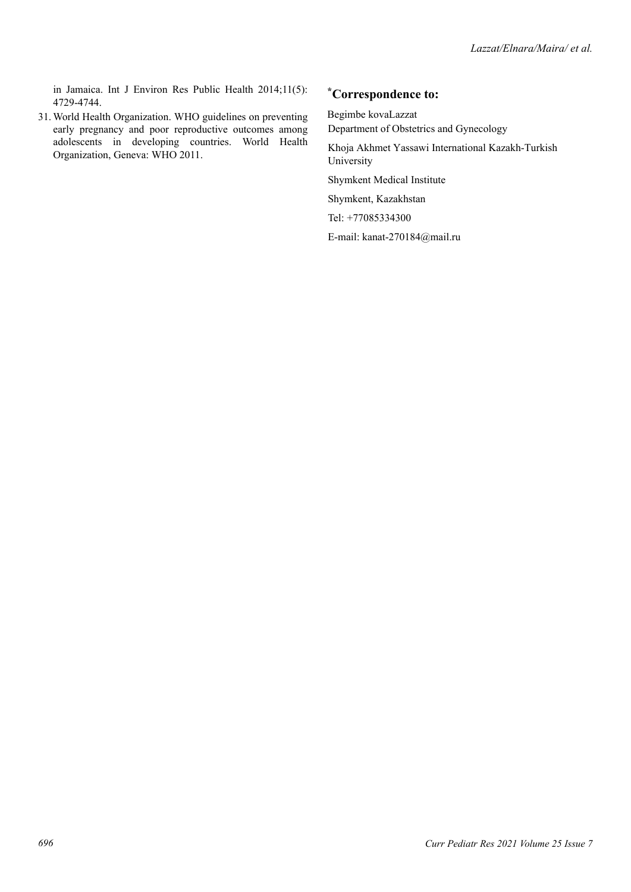in Jamaica. Int J Environ Res Public Health 2014;11(5): 4729-4744.

31. World Health Organization. WHO guidelines on preventing early pregnancy and poor reproductive outcomes among adolescents in developing countries. World Health Organization, Geneva: WHO 2011.

## *Correspondence to:

Begimbe kovaLazzat

Department of Obstetrics and Gynecology

Khoja Akhmet Yassawi International Kazakh-Turkish University

Shymkent Medical Institute

Shymkent, Kazakhstan

Tel: +77085334300

E-mail: kanat-270184@mail.ru